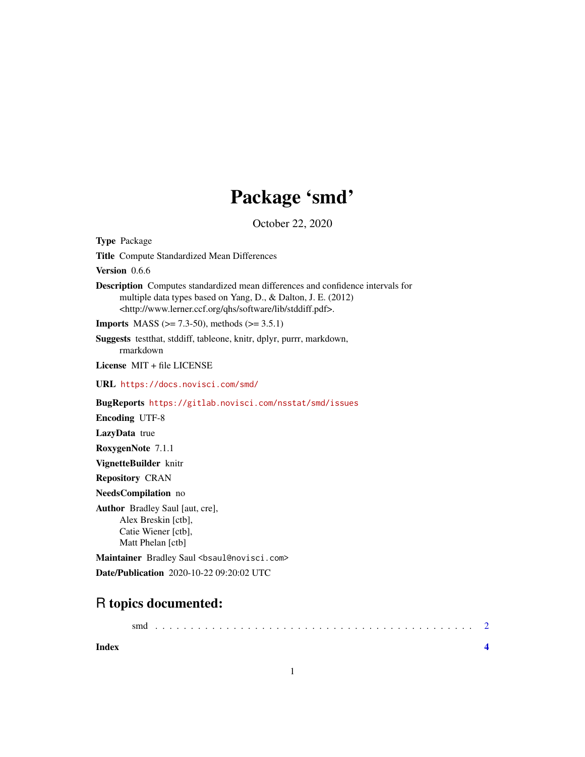# Package 'smd'

October 22, 2020

**Type** Package

**Title** Compute Standardized Mean Differences

**Version** 0.6.6

**Description** Computes standardized mean differences and confidence intervals for multiple data types based on Yang, D., & Dalton, J. E. (2012) <http://www.lerner.ccf.org/qhs/software/lib/stddiff.pdf>.

**Imports** MASS (>= 7.3-50), methods (>= 3.5.1)

**Suggests** testthat, stddiff, tableone, knitr, dplyr, purrr, markdown, rmarkdown

**License** MIT + file LICENSE

**URL** https://docs.novisci.com/smd/

**BugReports** https://gitlab.novisci.com/nsstat/smd/issues

**Encoding** UTF-8

**LazyData** true

**RoxygenNote** 7.1.1

**VignetteBuilder** knitr

**Repository** CRAN

**NeedsCompilation** no

**Author** Bradley Saul [aut, cre],
Alex Breskin [ctb],
Catie Wiener [ctb],
Matt Phelan [ctb]

**Maintainer** Bradley Saul <bsaul@novisci.com>

**Date/Publication** 2020-10-22 09:20:02 UTC

## R topics documented:

smd . . . . . . . . . . . . . . . . . . . . . . . . . . . . . . . . . . . . . . . . . . . . 2

**Index** **4**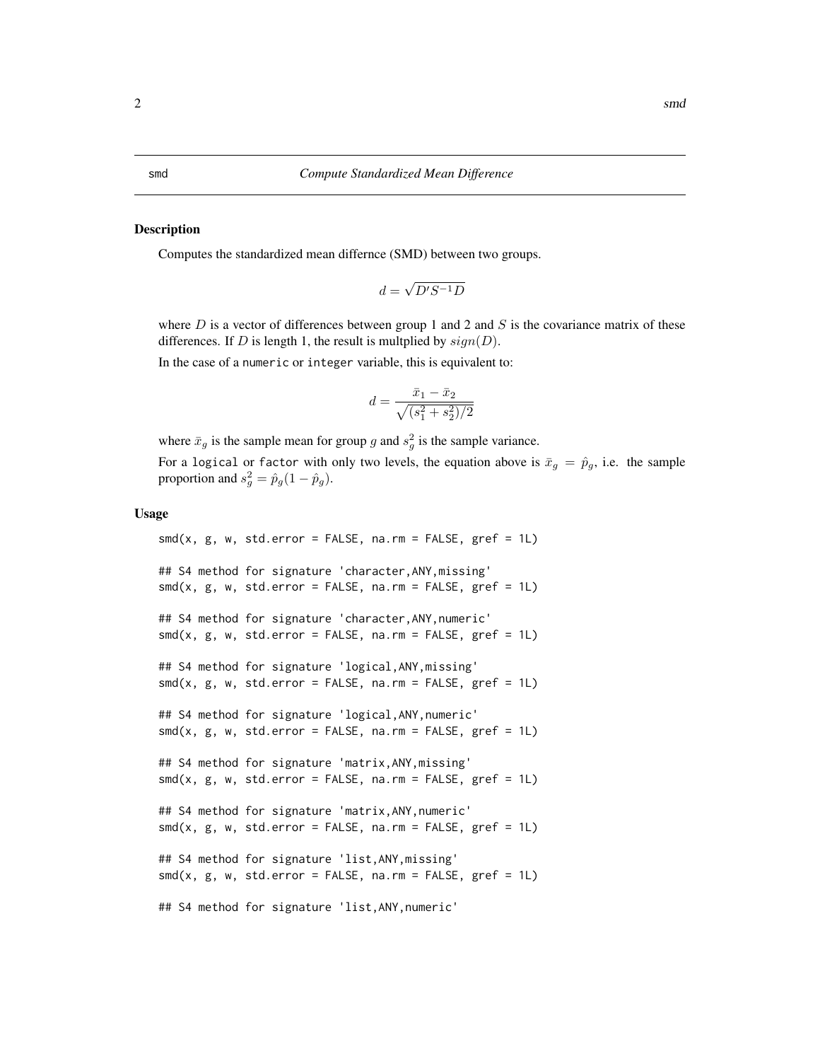## smd — Compute Standardized Mean Difference

### Description

Computes the standardized mean differnce (SMD) between two groups.

$$d = \sqrt{D'S^{-1}D}$$

where $D$ is a vector of differences between group 1 and 2 and $S$ is the covariance matrix of these differences. If $D$ is length 1, the result is multplied by $sign(D)$.

In the case of a numeric or integer variable, this is equivalent to:

$$d = \frac{\bar{x}_1 - \bar{x}_2}{\sqrt{(s_1^2 + s_2^2)/2}}$$

where $\bar{x}_g$ is the sample mean for group $g$ and $s_g^2$ is the sample variance.

For a logical or factor with only two levels, the equation above is $\bar{x}_g = \hat{p}_g$, i.e. the sample proportion and $s_g^2 = \hat{p}_g(1 - \hat{p}_g)$.

### Usage

```
smd(x, g, w, std.error = FALSE, na.rm = FALSE, gref = 1L)

## S4 method for signature 'character,ANY,missing'
smd(x, g, w, std.error = FALSE, na.rm = FALSE, gref = 1L)

## S4 method for signature 'character,ANY,numeric'
smd(x, g, w, std.error = FALSE, na.rm = FALSE, gref = 1L)

## S4 method for signature 'logical,ANY,missing'
smd(x, g, w, std.error = FALSE, na.rm = FALSE, gref = 1L)

## S4 method for signature 'logical,ANY,numeric'
smd(x, g, w, std.error = FALSE, na.rm = FALSE, gref = 1L)

## S4 method for signature 'matrix,ANY,missing'
smd(x, g, w, std.error = FALSE, na.rm = FALSE, gref = 1L)

## S4 method for signature 'matrix,ANY,numeric'
smd(x, g, w, std.error = FALSE, na.rm = FALSE, gref = 1L)

## S4 method for signature 'list,ANY,missing'
smd(x, g, w, std.error = FALSE, na.rm = FALSE, gref = 1L)

## S4 method for signature 'list,ANY,numeric'
```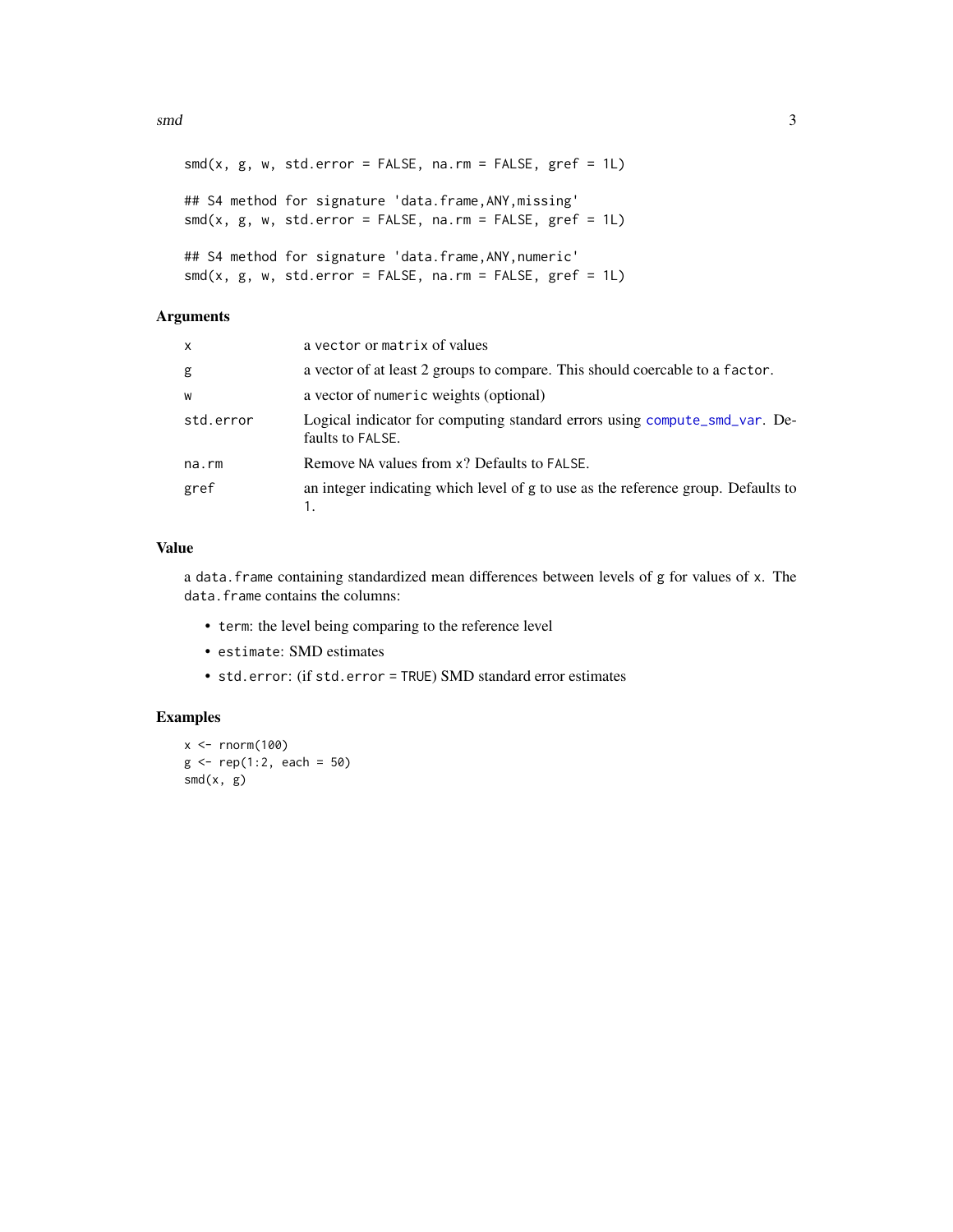```
smd(x, g, w, std.error = FALSE, na.rm = FALSE, gref = 1L)

## S4 method for signature 'data.frame,ANY,missing'
smd(x, g, w, std.error = FALSE, na.rm = FALSE, gref = 1L)

## S4 method for signature 'data.frame,ANY,numeric'
smd(x, g, w, std.error = FALSE, na.rm = FALSE, gref = 1L)
```

### Arguments

| | |
|---|---|
| x | a vector or matrix of values |
| g | a vector of at least 2 groups to compare. This should coercable to a factor. |
| w | a vector of numeric weights (optional) |
| std.error | Logical indicator for computing standard errors using compute_smd_var. Defaults to FALSE. |
| na.rm | Remove NA values from x? Defaults to FALSE. |
| gref | an integer indicating which level of g to use as the reference group. Defaults to 1. |

### Value

a data.frame containing standardized mean differences between levels of g for values of x. The data.frame contains the columns:

- term: the level being comparing to the reference level
- estimate: SMD estimates
- std.error: (if std.error = TRUE) SMD standard error estimates

### Examples

```
x <- rnorm(100)
g <- rep(1:2, each = 50)
smd(x, g)
```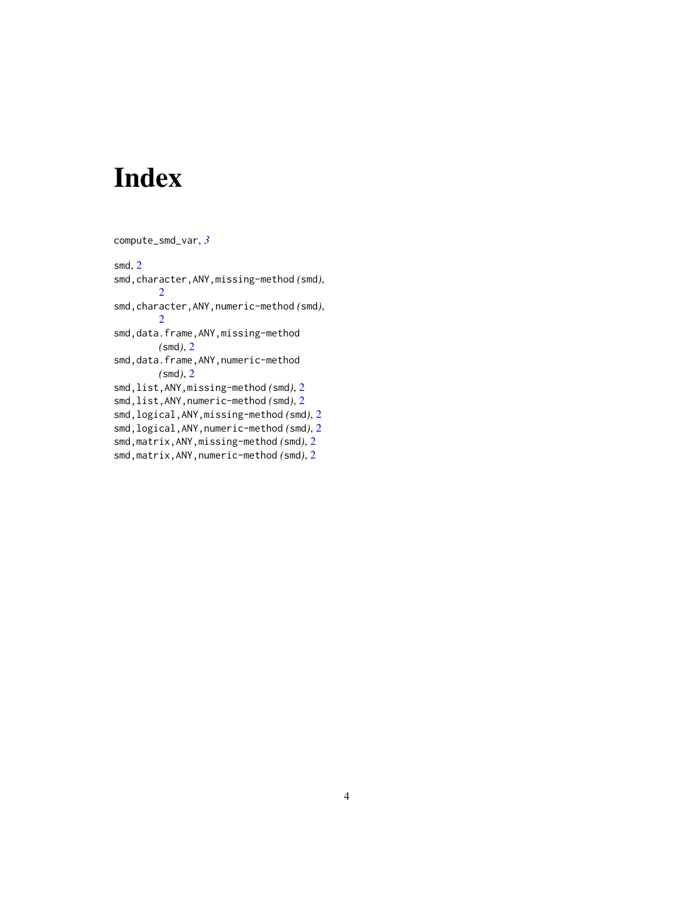# Index

compute_smd_var, *3*

smd, 2
smd,character,ANY,missing-method *(*smd*)*, 2
smd,character,ANY,numeric-method *(*smd*)*, 2
smd,data.frame,ANY,missing-method *(*smd*)*, 2
smd,data.frame,ANY,numeric-method *(*smd*)*, 2
smd,list,ANY,missing-method *(*smd*)*, 2
smd,list,ANY,numeric-method *(*smd*)*, 2
smd,logical,ANY,missing-method *(*smd*)*, 2
smd,logical,ANY,numeric-method *(*smd*)*, 2
smd,matrix,ANY,missing-method *(*smd*)*, 2
smd,matrix,ANY,numeric-method *(*smd*)*, 2